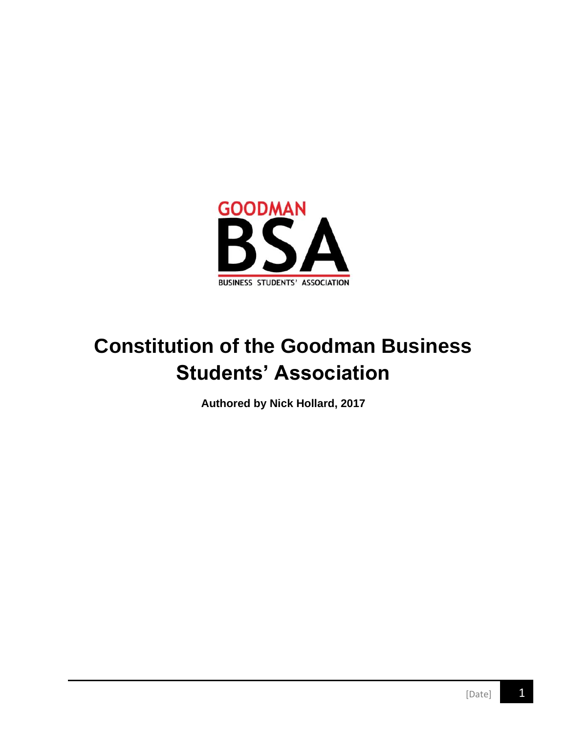# Constitution of the Goodman Business Students' Association

**Authored by Nick Hollard, 2017**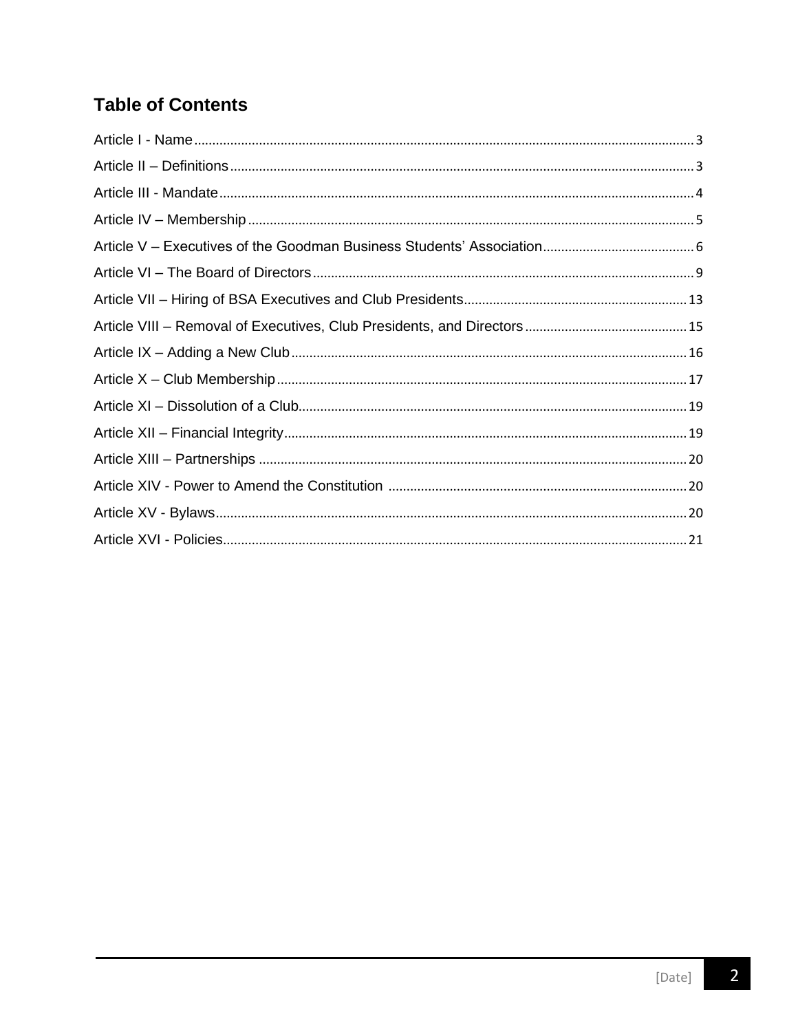## Table of Contents

Article I - Name ........ 3
Article II – Definitions ........ 3
Article III - Mandate ........ 4
Article IV – Membership ........ 5
Article V – Executives of the Goodman Business Students' Association ........ 6
Article VI – The Board of Directors ........ 9
Article VII – Hiring of BSA Executives and Club Presidents ........ 13
Article VIII – Removal of Executives, Club Presidents, and Directors ........ 15
Article IX – Adding a New Club ........ 16
Article X – Club Membership ........ 17
Article XI – Dissolution of a Club ........ 19
Article XII – Financial Integrity ........ 19
Article XIII – Partnerships ........ 20
Article XIV - Power to Amend the Constitution ........ 20
Article XV - Bylaws ........ 20
Article XVI - Policies ........ 21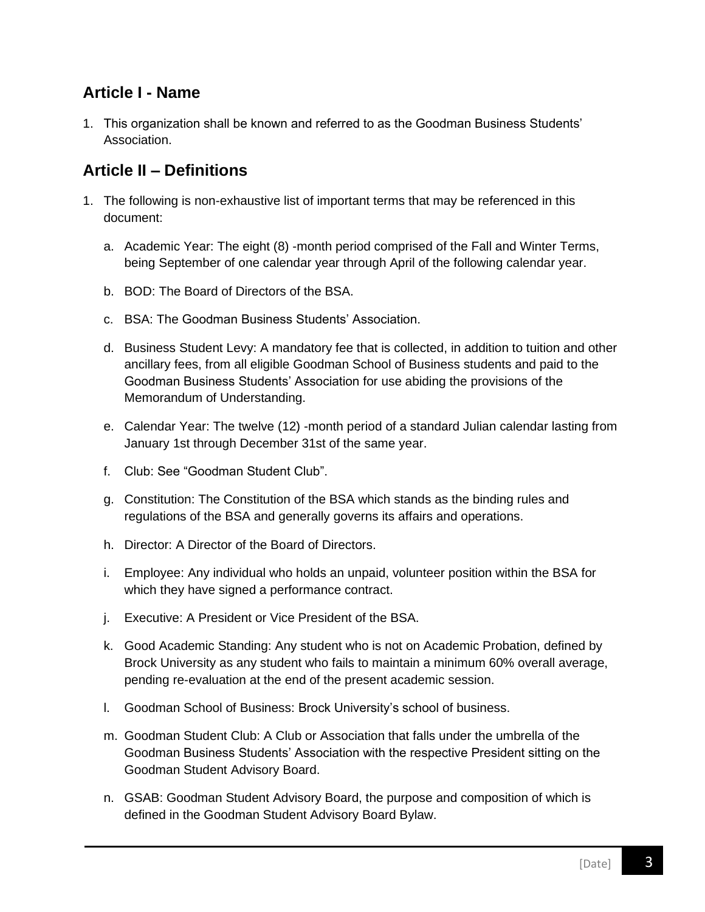## Article I - Name

1. This organization shall be known and referred to as the Goodman Business Students' Association.

## Article II – Definitions

1. The following is non-exhaustive list of important terms that may be referenced in this document:

   a. Academic Year: The eight (8) -month period comprised of the Fall and Winter Terms, being September of one calendar year through April of the following calendar year.

   b. BOD: The Board of Directors of the BSA.

   c. BSA: The Goodman Business Students' Association.

   d. Business Student Levy: A mandatory fee that is collected, in addition to tuition and other ancillary fees, from all eligible Goodman School of Business students and paid to the Goodman Business Students' Association for use abiding the provisions of the Memorandum of Understanding.

   e. Calendar Year: The twelve (12) -month period of a standard Julian calendar lasting from January 1st through December 31st of the same year.

   f. Club: See "Goodman Student Club".

   g. Constitution: The Constitution of the BSA which stands as the binding rules and regulations of the BSA and generally governs its affairs and operations.

   h. Director: A Director of the Board of Directors.

   i. Employee: Any individual who holds an unpaid, volunteer position within the BSA for which they have signed a performance contract.

   j. Executive: A President or Vice President of the BSA.

   k. Good Academic Standing: Any student who is not on Academic Probation, defined by Brock University as any student who fails to maintain a minimum 60% overall average, pending re-evaluation at the end of the present academic session.

   l. Goodman School of Business: Brock University's school of business.

   m. Goodman Student Club: A Club or Association that falls under the umbrella of the Goodman Business Students' Association with the respective President sitting on the Goodman Student Advisory Board.

   n. GSAB: Goodman Student Advisory Board, the purpose and composition of which is defined in the Goodman Student Advisory Board Bylaw.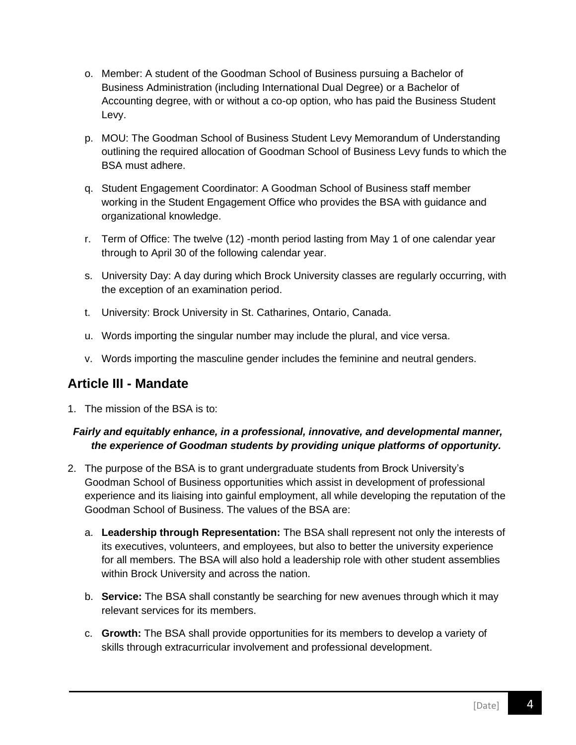o. Member: A student of the Goodman School of Business pursuing a Bachelor of Business Administration (including International Dual Degree) or a Bachelor of Accounting degree, with or without a co-op option, who has paid the Business Student Levy.

p. MOU: The Goodman School of Business Student Levy Memorandum of Understanding outlining the required allocation of Goodman School of Business Levy funds to which the BSA must adhere.

q. Student Engagement Coordinator: A Goodman School of Business staff member working in the Student Engagement Office who provides the BSA with guidance and organizational knowledge.

r. Term of Office: The twelve (12) -month period lasting from May 1 of one calendar year through to April 30 of the following calendar year.

s. University Day: A day during which Brock University classes are regularly occurring, with the exception of an examination period.

t. University: Brock University in St. Catharines, Ontario, Canada.

u. Words importing the singular number may include the plural, and vice versa.

v. Words importing the masculine gender includes the feminine and neutral genders.

## Article III - Mandate

1. The mission of the BSA is to:

***Fairly and equitably enhance, in a professional, innovative, and developmental manner, the experience of Goodman students by providing unique platforms of opportunity.***

2. The purpose of the BSA is to grant undergraduate students from Brock University's Goodman School of Business opportunities which assist in development of professional experience and its liaising into gainful employment, all while developing the reputation of the Goodman School of Business. The values of the BSA are:

   a. **Leadership through Representation:** The BSA shall represent not only the interests of its executives, volunteers, and employees, but also to better the university experience for all members. The BSA will also hold a leadership role with other student assemblies within Brock University and across the nation.

   b. **Service:** The BSA shall constantly be searching for new avenues through which it may relevant services for its members.

   c. **Growth:** The BSA shall provide opportunities for its members to develop a variety of skills through extracurricular involvement and professional development.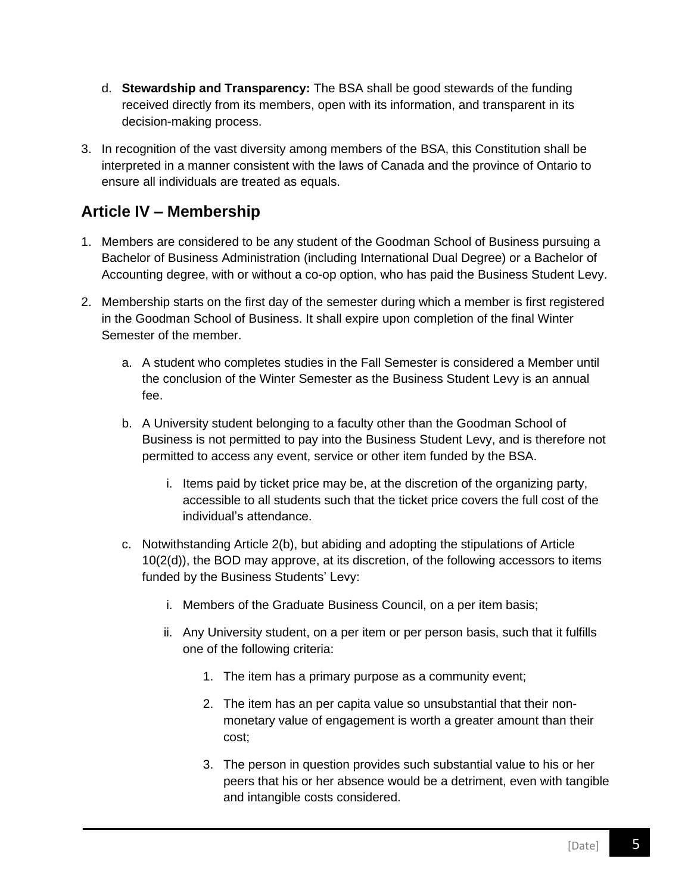d. **Stewardship and Transparency:** The BSA shall be good stewards of the funding received directly from its members, open with its information, and transparent in its decision-making process.

3. In recognition of the vast diversity among members of the BSA, this Constitution shall be interpreted in a manner consistent with the laws of Canada and the province of Ontario to ensure all individuals are treated as equals.

## Article IV – Membership

1. Members are considered to be any student of the Goodman School of Business pursuing a Bachelor of Business Administration (including International Dual Degree) or a Bachelor of Accounting degree, with or without a co-op option, who has paid the Business Student Levy.

2. Membership starts on the first day of the semester during which a member is first registered in the Goodman School of Business. It shall expire upon completion of the final Winter Semester of the member.

    a. A student who completes studies in the Fall Semester is considered a Member until the conclusion of the Winter Semester as the Business Student Levy is an annual fee.

    b. A University student belonging to a faculty other than the Goodman School of Business is not permitted to pay into the Business Student Levy, and is therefore not permitted to access any event, service or other item funded by the BSA.

        i. Items paid by ticket price may be, at the discretion of the organizing party, accessible to all students such that the ticket price covers the full cost of the individual's attendance.

    c. Notwithstanding Article 2(b), but abiding and adopting the stipulations of Article 10(2(d)), the BOD may approve, at its discretion, of the following accessors to items funded by the Business Students' Levy:

        i. Members of the Graduate Business Council, on a per item basis;

        ii. Any University student, on a per item or per person basis, such that it fulfills one of the following criteria:

            1. The item has a primary purpose as a community event;

            2. The item has an per capita value so unsubstantial that their non-monetary value of engagement is worth a greater amount than their cost;

            3. The person in question provides such substantial value to his or her peers that his or her absence would be a detriment, even with tangible and intangible costs considered.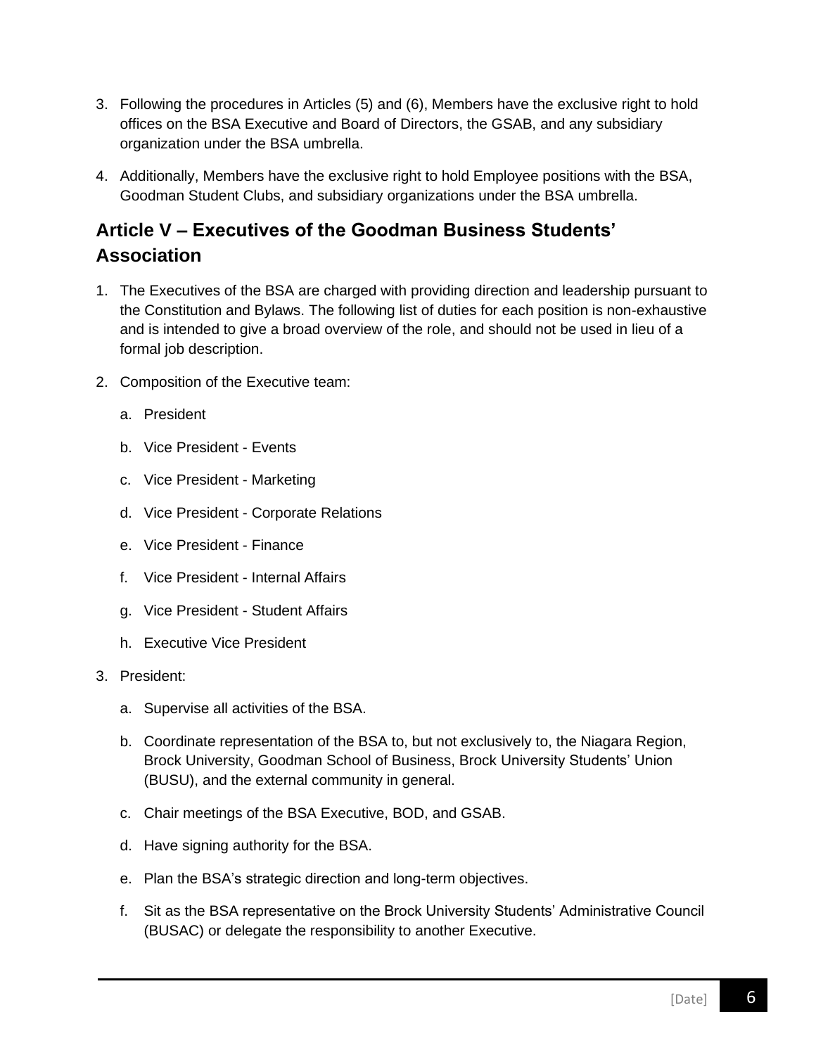3. Following the procedures in Articles (5) and (6), Members have the exclusive right to hold offices on the BSA Executive and Board of Directors, the GSAB, and any subsidiary organization under the BSA umbrella.

4. Additionally, Members have the exclusive right to hold Employee positions with the BSA, Goodman Student Clubs, and subsidiary organizations under the BSA umbrella.

## Article V – Executives of the Goodman Business Students' Association

1. The Executives of the BSA are charged with providing direction and leadership pursuant to the Constitution and Bylaws. The following list of duties for each position is non-exhaustive and is intended to give a broad overview of the role, and should not be used in lieu of a formal job description.

2. Composition of the Executive team:

   a. President

   b. Vice President - Events

   c. Vice President - Marketing

   d. Vice President - Corporate Relations

   e. Vice President - Finance

   f. Vice President - Internal Affairs

   g. Vice President - Student Affairs

   h. Executive Vice President

3. President:

   a. Supervise all activities of the BSA.

   b. Coordinate representation of the BSA to, but not exclusively to, the Niagara Region, Brock University, Goodman School of Business, Brock University Students' Union (BUSU), and the external community in general.

   c. Chair meetings of the BSA Executive, BOD, and GSAB.

   d. Have signing authority for the BSA.

   e. Plan the BSA's strategic direction and long-term objectives.

   f. Sit as the BSA representative on the Brock University Students' Administrative Council (BUSAC) or delegate the responsibility to another Executive.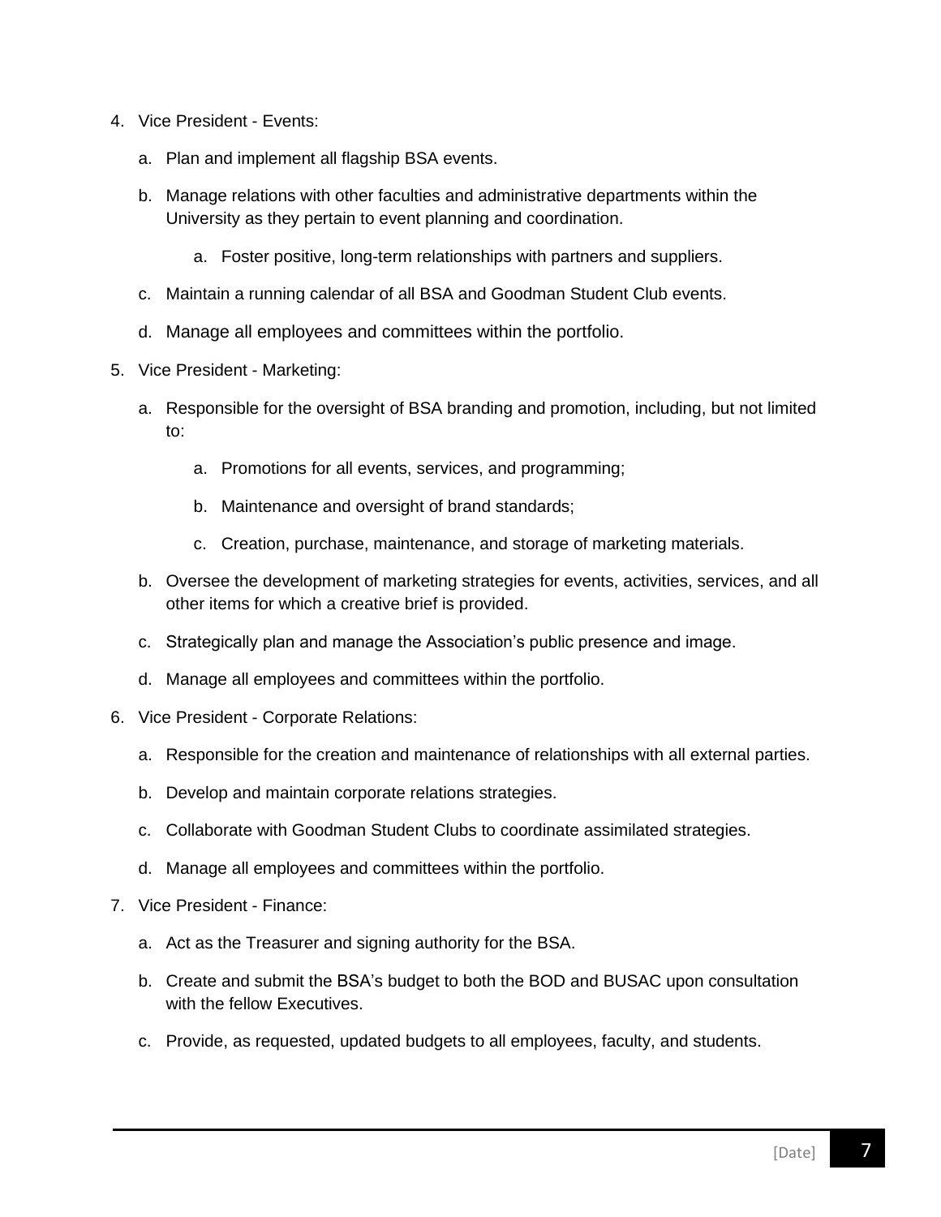4. Vice President - Events:

    a. Plan and implement all flagship BSA events.

    b. Manage relations with other faculties and administrative departments within the University as they pertain to event planning and coordination.

        a. Foster positive, long-term relationships with partners and suppliers.

    c. Maintain a running calendar of all BSA and Goodman Student Club events.

    d. Manage all employees and committees within the portfolio.

5. Vice President - Marketing:

    a. Responsible for the oversight of BSA branding and promotion, including, but not limited to:

        a. Promotions for all events, services, and programming;

        b. Maintenance and oversight of brand standards;

        c. Creation, purchase, maintenance, and storage of marketing materials.

    b. Oversee the development of marketing strategies for events, activities, services, and all other items for which a creative brief is provided.

    c. Strategically plan and manage the Association's public presence and image.

    d. Manage all employees and committees within the portfolio.

6. Vice President - Corporate Relations:

    a. Responsible for the creation and maintenance of relationships with all external parties.

    b. Develop and maintain corporate relations strategies.

    c. Collaborate with Goodman Student Clubs to coordinate assimilated strategies.

    d. Manage all employees and committees within the portfolio.

7. Vice President - Finance:

    a. Act as the Treasurer and signing authority for the BSA.

    b. Create and submit the BSA's budget to both the BOD and BUSAC upon consultation with the fellow Executives.

    c. Provide, as requested, updated budgets to all employees, faculty, and students.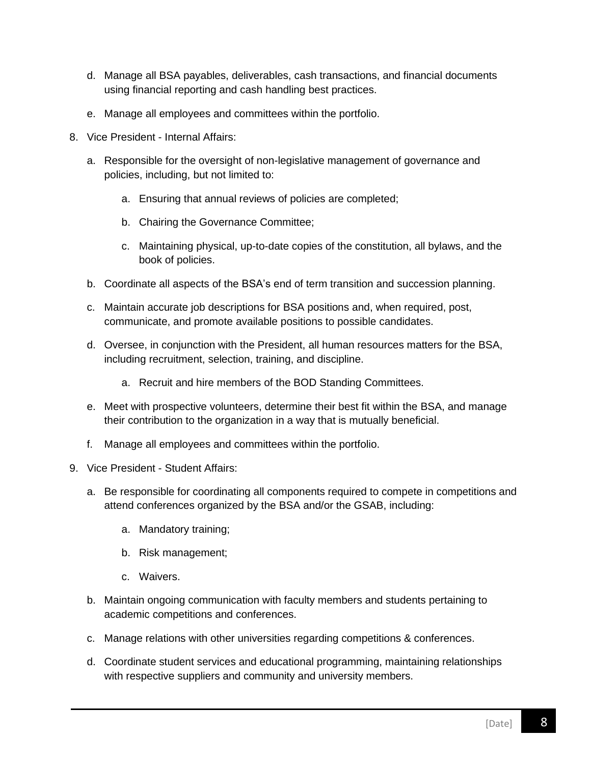d. Manage all BSA payables, deliverables, cash transactions, and financial documents using financial reporting and cash handling best practices.

e. Manage all employees and committees within the portfolio.

8. Vice President - Internal Affairs:

    a. Responsible for the oversight of non-legislative management of governance and policies, including, but not limited to:

        a. Ensuring that annual reviews of policies are completed;

        b. Chairing the Governance Committee;

        c. Maintaining physical, up-to-date copies of the constitution, all bylaws, and the book of policies.

    b. Coordinate all aspects of the BSA's end of term transition and succession planning.

    c. Maintain accurate job descriptions for BSA positions and, when required, post, communicate, and promote available positions to possible candidates.

    d. Oversee, in conjunction with the President, all human resources matters for the BSA, including recruitment, selection, training, and discipline.

        a. Recruit and hire members of the BOD Standing Committees.

    e. Meet with prospective volunteers, determine their best fit within the BSA, and manage their contribution to the organization in a way that is mutually beneficial.

    f. Manage all employees and committees within the portfolio.

9. Vice President - Student Affairs:

    a. Be responsible for coordinating all components required to compete in competitions and attend conferences organized by the BSA and/or the GSAB, including:

        a. Mandatory training;

        b. Risk management;

        c. Waivers.

    b. Maintain ongoing communication with faculty members and students pertaining to academic competitions and conferences.

    c. Manage relations with other universities regarding competitions & conferences.

    d. Coordinate student services and educational programming, maintaining relationships with respective suppliers and community and university members.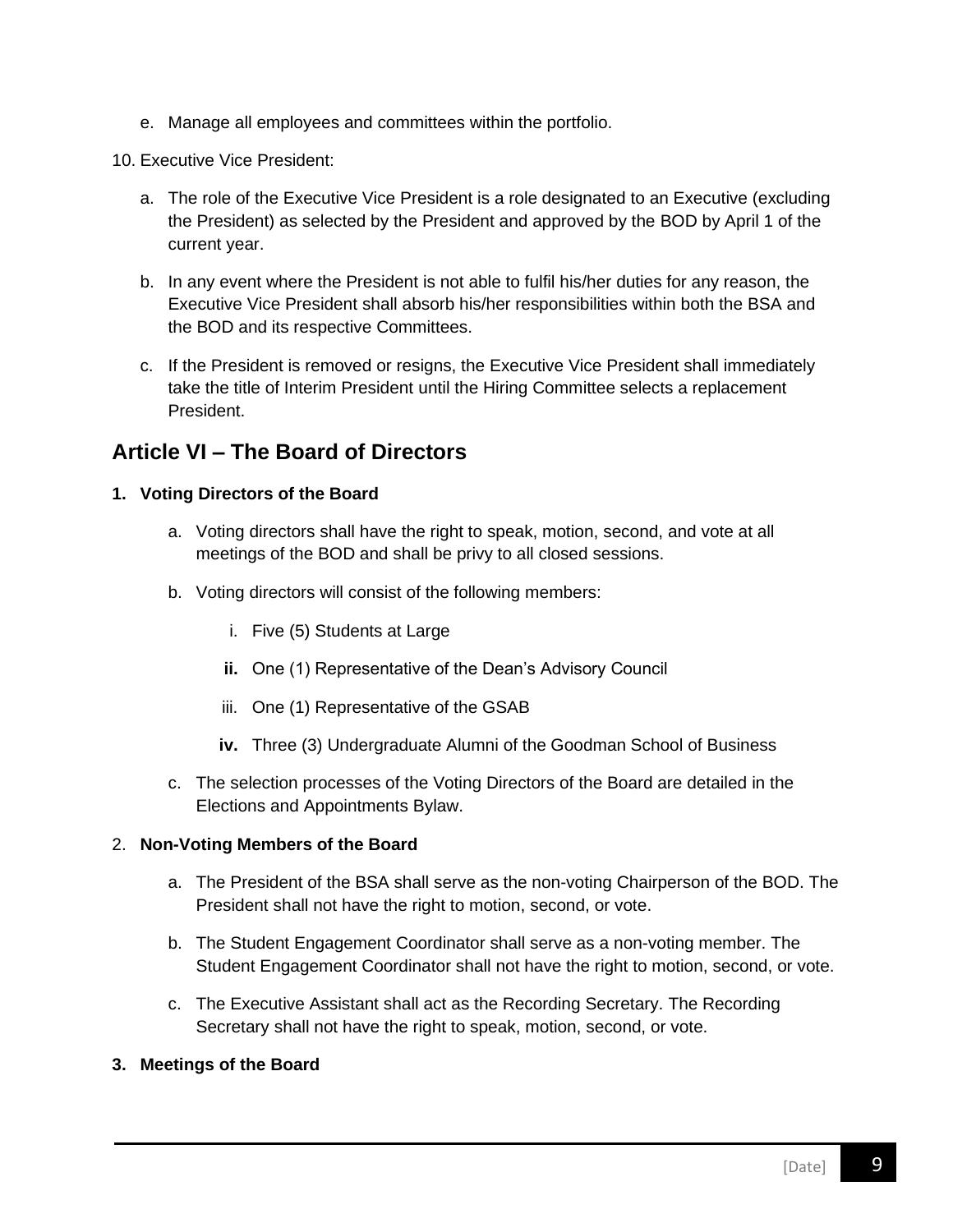e. Manage all employees and committees within the portfolio.

10. Executive Vice President:

    a. The role of the Executive Vice President is a role designated to an Executive (excluding the President) as selected by the President and approved by the BOD by April 1 of the current year.

    b. In any event where the President is not able to fulfil his/her duties for any reason, the Executive Vice President shall absorb his/her responsibilities within both the BSA and the BOD and its respective Committees.

    c. If the President is removed or resigns, the Executive Vice President shall immediately take the title of Interim President until the Hiring Committee selects a replacement President.

## Article VI – The Board of Directors

**1. Voting Directors of the Board**

   a. Voting directors shall have the right to speak, motion, second, and vote at all meetings of the BOD and shall be privy to all closed sessions.

   b. Voting directors will consist of the following members:

      i. Five (5) Students at Large

      **ii.** One (1) Representative of the Dean's Advisory Council

      iii. One (1) Representative of the GSAB

      **iv.** Three (3) Undergraduate Alumni of the Goodman School of Business

   c. The selection processes of the Voting Directors of the Board are detailed in the Elections and Appointments Bylaw.

2. **Non-Voting Members of the Board**

   a. The President of the BSA shall serve as the non-voting Chairperson of the BOD. The President shall not have the right to motion, second, or vote.

   b. The Student Engagement Coordinator shall serve as a non-voting member. The Student Engagement Coordinator shall not have the right to motion, second, or vote.

   c. The Executive Assistant shall act as the Recording Secretary. The Recording Secretary shall not have the right to speak, motion, second, or vote.

**3. Meetings of the Board**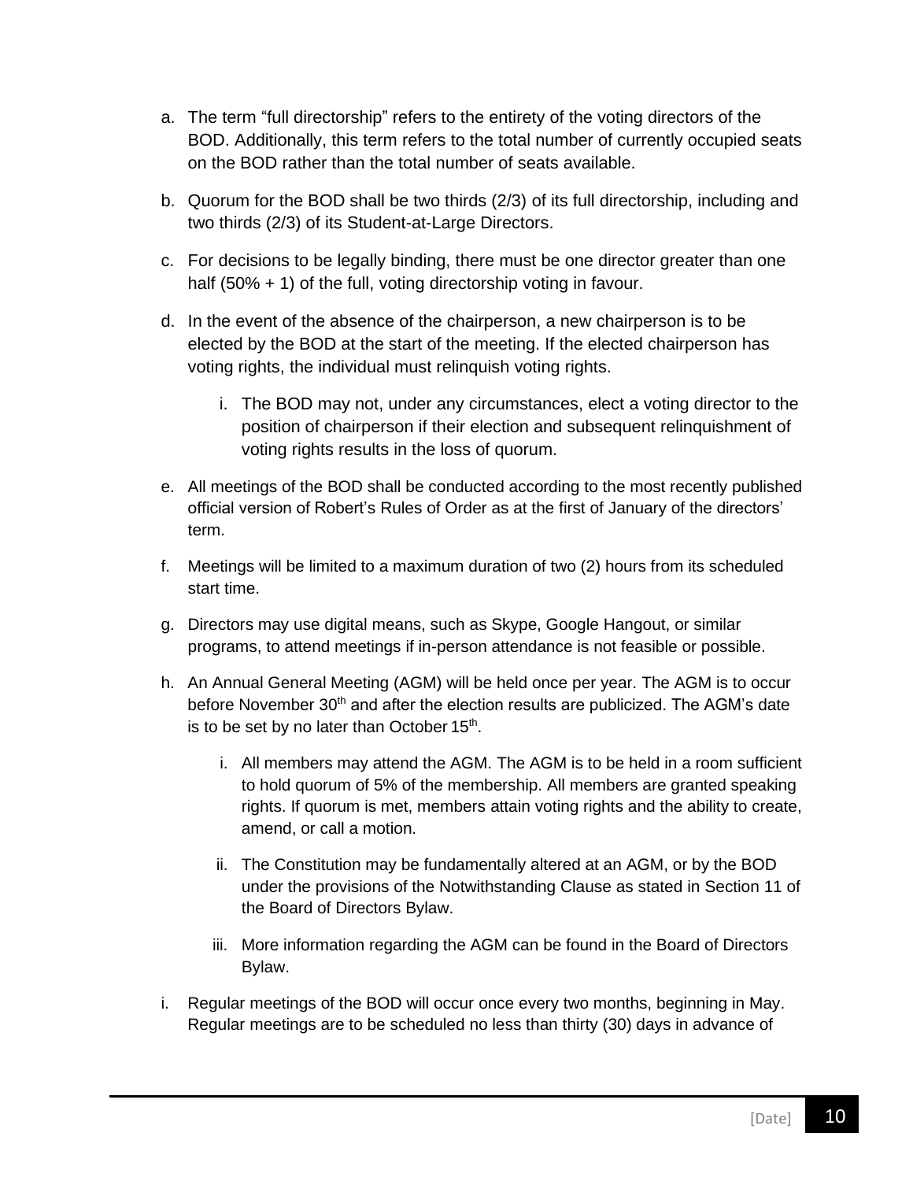a. The term “full directorship” refers to the entirety of the voting directors of the BOD. Additionally, this term refers to the total number of currently occupied seats on the BOD rather than the total number of seats available.

b. Quorum for the BOD shall be two thirds (2/3) of its full directorship, including and two thirds (2/3) of its Student-at-Large Directors.

c. For decisions to be legally binding, there must be one director greater than one half (50% + 1) of the full, voting directorship voting in favour.

d. In the event of the absence of the chairperson, a new chairperson is to be elected by the BOD at the start of the meeting. If the elected chairperson has voting rights, the individual must relinquish voting rights.

    i. The BOD may not, under any circumstances, elect a voting director to the position of chairperson if their election and subsequent relinquishment of voting rights results in the loss of quorum.

e. All meetings of the BOD shall be conducted according to the most recently published official version of Robert’s Rules of Order as at the first of January of the directors’ term.

f. Meetings will be limited to a maximum duration of two (2) hours from its scheduled start time.

g. Directors may use digital means, such as Skype, Google Hangout, or similar programs, to attend meetings if in-person attendance is not feasible or possible.

h. An Annual General Meeting (AGM) will be held once per year. The AGM is to occur before November 30th and after the election results are publicized. The AGM’s date is to be set by no later than October 15th.

    i. All members may attend the AGM. The AGM is to be held in a room sufficient to hold quorum of 5% of the membership. All members are granted speaking rights. If quorum is met, members attain voting rights and the ability to create, amend, or call a motion.

    ii. The Constitution may be fundamentally altered at an AGM, or by the BOD under the provisions of the Notwithstanding Clause as stated in Section 11 of the Board of Directors Bylaw.

    iii. More information regarding the AGM can be found in the Board of Directors Bylaw.

i. Regular meetings of the BOD will occur once every two months, beginning in May. Regular meetings are to be scheduled no less than thirty (30) days in advance of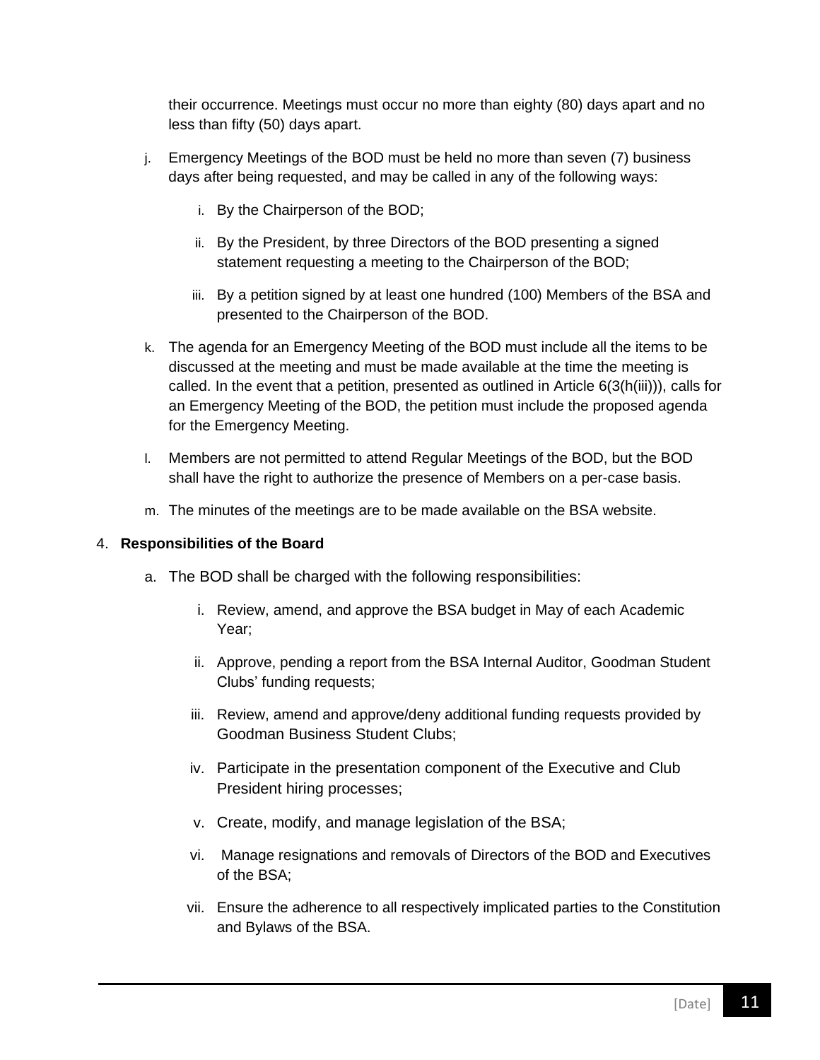their occurrence. Meetings must occur no more than eighty (80) days apart and no less than fifty (50) days apart.

j. Emergency Meetings of the BOD must be held no more than seven (7) business days after being requested, and may be called in any of the following ways:

   i. By the Chairperson of the BOD;

   ii. By the President, by three Directors of the BOD presenting a signed statement requesting a meeting to the Chairperson of the BOD;

   iii. By a petition signed by at least one hundred (100) Members of the BSA and presented to the Chairperson of the BOD.

k. The agenda for an Emergency Meeting of the BOD must include all the items to be discussed at the meeting and must be made available at the time the meeting is called. In the event that a petition, presented as outlined in Article 6(3(h(iii))), calls for an Emergency Meeting of the BOD, the petition must include the proposed agenda for the Emergency Meeting.

l. Members are not permitted to attend Regular Meetings of the BOD, but the BOD shall have the right to authorize the presence of Members on a per-case basis.

m. The minutes of the meetings are to be made available on the BSA website.

4. **Responsibilities of the Board**

   a. The BOD shall be charged with the following responsibilities:

      i. Review, amend, and approve the BSA budget in May of each Academic Year;

      ii. Approve, pending a report from the BSA Internal Auditor, Goodman Student Clubs' funding requests;

      iii. Review, amend and approve/deny additional funding requests provided by Goodman Business Student Clubs;

      iv. Participate in the presentation component of the Executive and Club President hiring processes;

      v. Create, modify, and manage legislation of the BSA;

      vi. Manage resignations and removals of Directors of the BOD and Executives of the BSA;

      vii. Ensure the adherence to all respectively implicated parties to the Constitution and Bylaws of the BSA.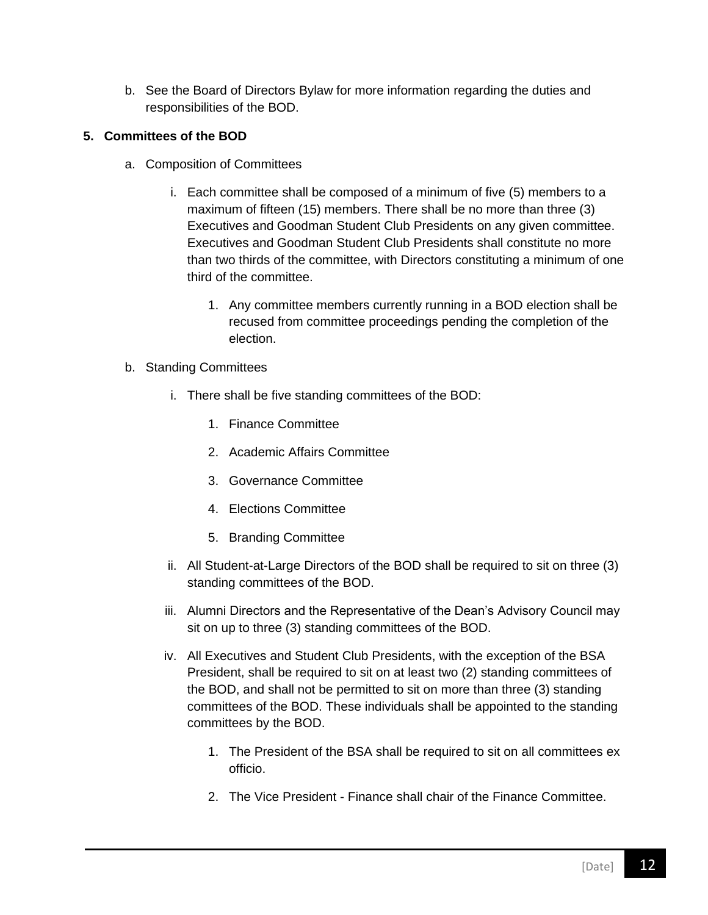b. See the Board of Directors Bylaw for more information regarding the duties and responsibilities of the BOD.

**5. Committees of the BOD**

a. Composition of Committees

i. Each committee shall be composed of a minimum of five (5) members to a maximum of fifteen (15) members. There shall be no more than three (3) Executives and Goodman Student Club Presidents on any given committee. Executives and Goodman Student Club Presidents shall constitute no more than two thirds of the committee, with Directors constituting a minimum of one third of the committee.

1. Any committee members currently running in a BOD election shall be recused from committee proceedings pending the completion of the election.

b. Standing Committees

i. There shall be five standing committees of the BOD:

1. Finance Committee
2. Academic Affairs Committee
3. Governance Committee
4. Elections Committee
5. Branding Committee

ii. All Student-at-Large Directors of the BOD shall be required to sit on three (3) standing committees of the BOD.

iii. Alumni Directors and the Representative of the Dean's Advisory Council may sit on up to three (3) standing committees of the BOD.

iv. All Executives and Student Club Presidents, with the exception of the BSA President, shall be required to sit on at least two (2) standing committees of the BOD, and shall not be permitted to sit on more than three (3) standing committees of the BOD. These individuals shall be appointed to the standing committees by the BOD.

1. The President of the BSA shall be required to sit on all committees ex officio.
2. The Vice President - Finance shall chair of the Finance Committee.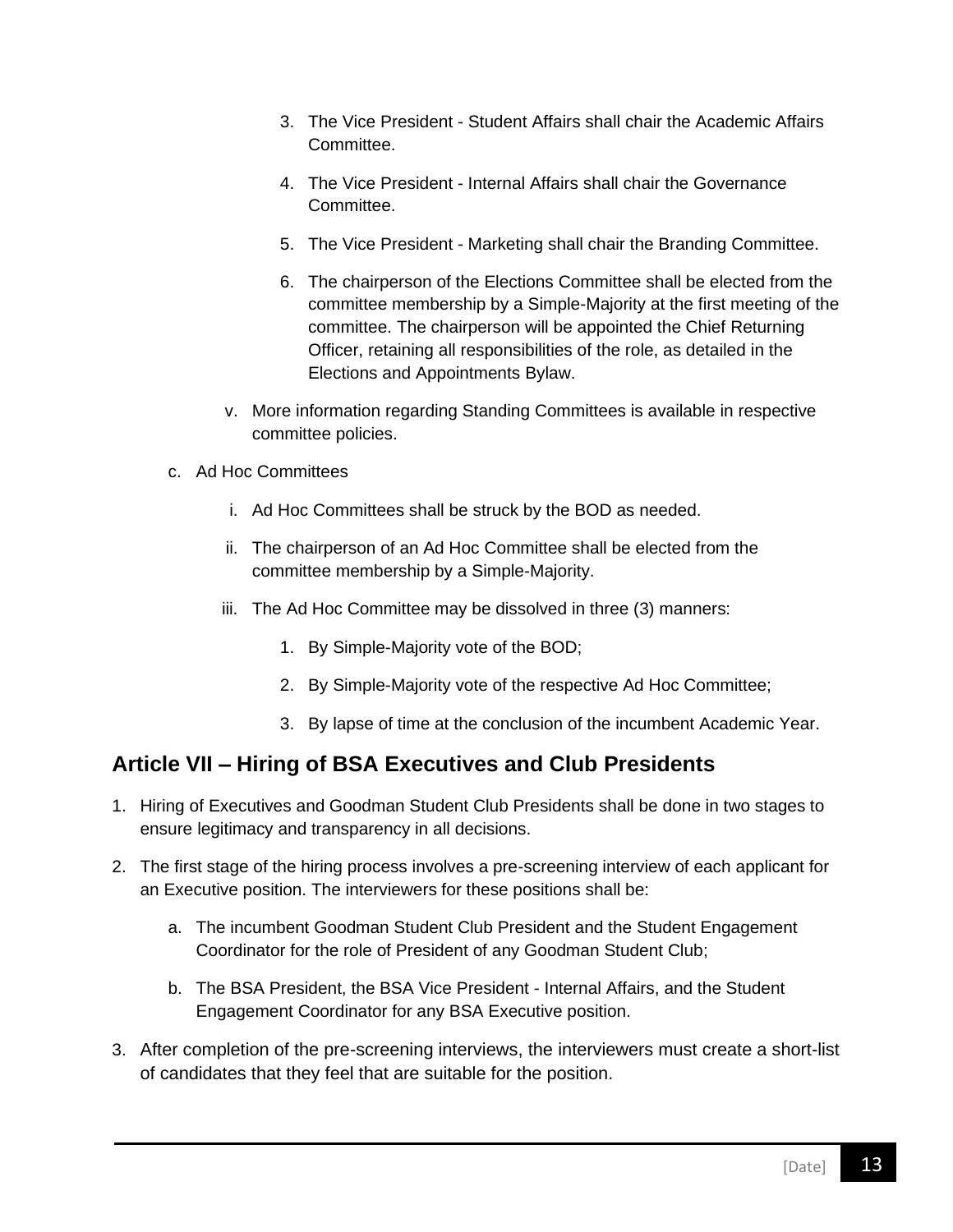3. The Vice President - Student Affairs shall chair the Academic Affairs Committee.

4. The Vice President - Internal Affairs shall chair the Governance Committee.

5. The Vice President - Marketing shall chair the Branding Committee.

6. The chairperson of the Elections Committee shall be elected from the committee membership by a Simple-Majority at the first meeting of the committee. The chairperson will be appointed the Chief Returning Officer, retaining all responsibilities of the role, as detailed in the Elections and Appointments Bylaw.

v. More information regarding Standing Committees is available in respective committee policies.

c. Ad Hoc Committees

i. Ad Hoc Committees shall be struck by the BOD as needed.

ii. The chairperson of an Ad Hoc Committee shall be elected from the committee membership by a Simple-Majority.

iii. The Ad Hoc Committee may be dissolved in three (3) manners:

1. By Simple-Majority vote of the BOD;

2. By Simple-Majority vote of the respective Ad Hoc Committee;

3. By lapse of time at the conclusion of the incumbent Academic Year.

## Article VII – Hiring of BSA Executives and Club Presidents

1. Hiring of Executives and Goodman Student Club Presidents shall be done in two stages to ensure legitimacy and transparency in all decisions.

2. The first stage of the hiring process involves a pre-screening interview of each applicant for an Executive position. The interviewers for these positions shall be:

   a. The incumbent Goodman Student Club President and the Student Engagement Coordinator for the role of President of any Goodman Student Club;

   b. The BSA President, the BSA Vice President - Internal Affairs, and the Student Engagement Coordinator for any BSA Executive position.

3. After completion of the pre-screening interviews, the interviewers must create a short-list of candidates that they feel that are suitable for the position.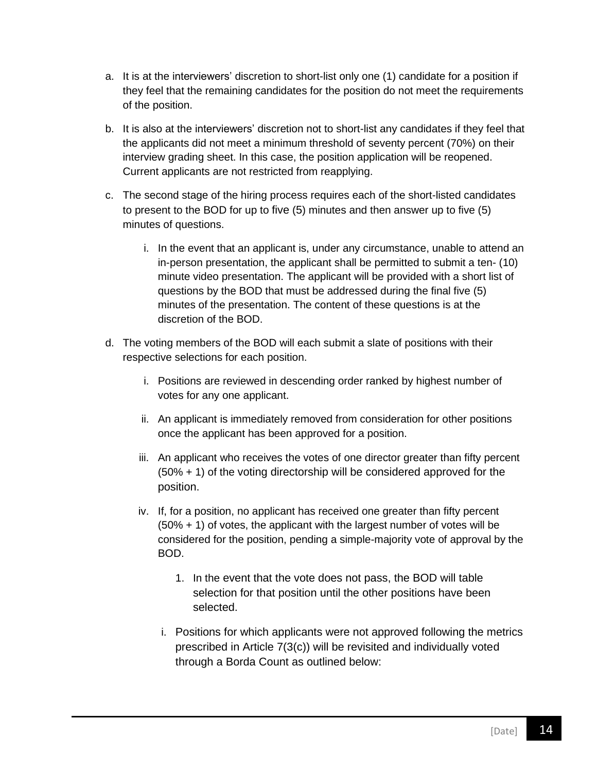a. It is at the interviewers' discretion to short-list only one (1) candidate for a position if they feel that the remaining candidates for the position do not meet the requirements of the position.

b. It is also at the interviewers' discretion not to short-list any candidates if they feel that the applicants did not meet a minimum threshold of seventy percent (70%) on their interview grading sheet. In this case, the position application will be reopened. Current applicants are not restricted from reapplying.

c. The second stage of the hiring process requires each of the short-listed candidates to present to the BOD for up to five (5) minutes and then answer up to five (5) minutes of questions.

   i. In the event that an applicant is, under any circumstance, unable to attend an in-person presentation, the applicant shall be permitted to submit a ten- (10) minute video presentation. The applicant will be provided with a short list of questions by the BOD that must be addressed during the final five (5) minutes of the presentation. The content of these questions is at the discretion of the BOD.

d. The voting members of the BOD will each submit a slate of positions with their respective selections for each position.

   i. Positions are reviewed in descending order ranked by highest number of votes for any one applicant.

   ii. An applicant is immediately removed from consideration for other positions once the applicant has been approved for a position.

   iii. An applicant who receives the votes of one director greater than fifty percent (50% + 1) of the voting directorship will be considered approved for the position.

   iv. If, for a position, no applicant has received one greater than fifty percent (50% + 1) of votes, the applicant with the largest number of votes will be considered for the position, pending a simple-majority vote of approval by the BOD.

      1. In the event that the vote does not pass, the BOD will table selection for that position until the other positions have been selected.

      i. Positions for which applicants were not approved following the metrics prescribed in Article 7(3(c)) will be revisited and individually voted through a Borda Count as outlined below: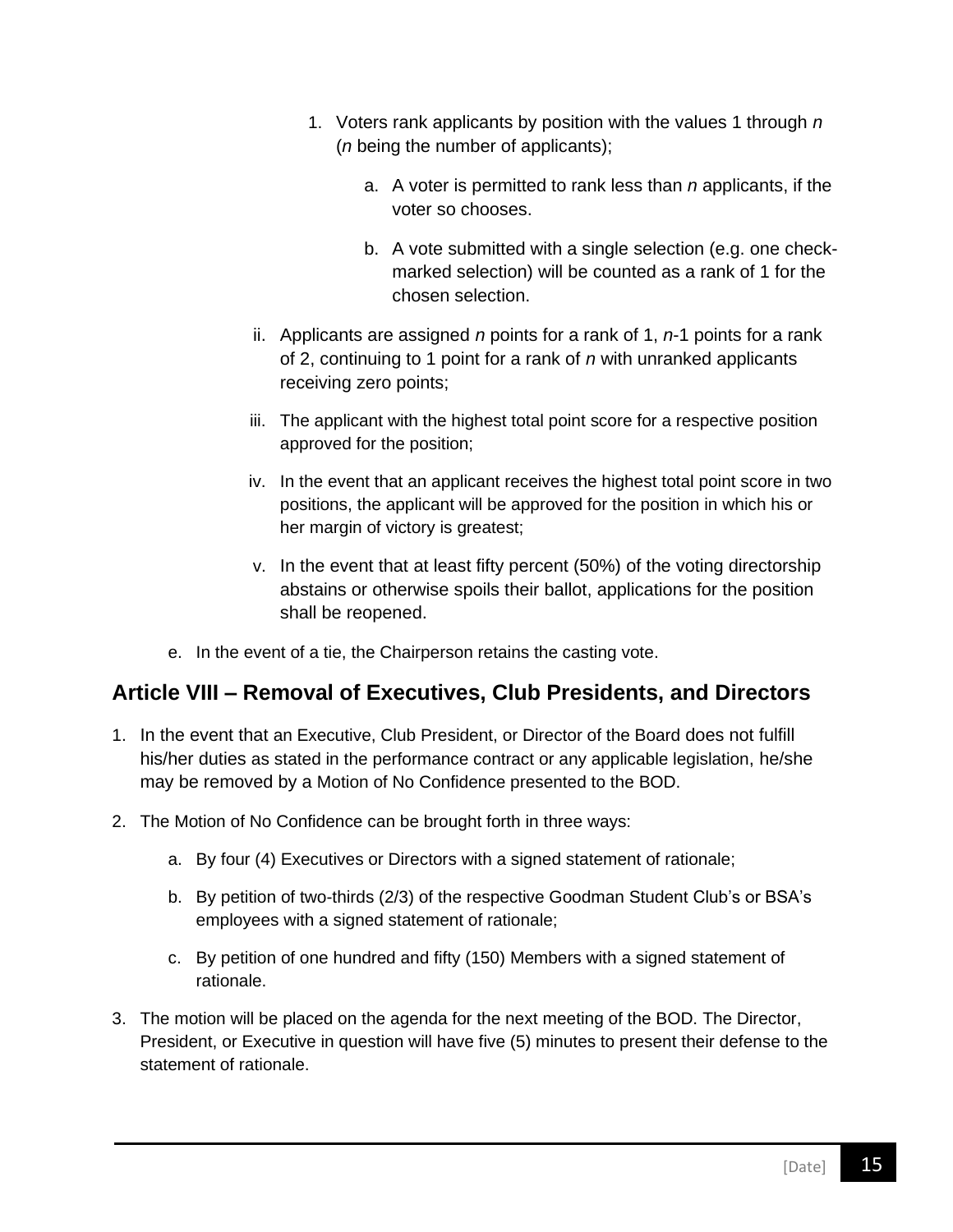1. Voters rank applicants by position with the values 1 through *n* (*n* being the number of applicants);

    a. A voter is permitted to rank less than *n* applicants, if the voter so chooses.

    b. A vote submitted with a single selection (e.g. one check-marked selection) will be counted as a rank of 1 for the chosen selection.

ii. Applicants are assigned *n* points for a rank of 1, *n*-1 points for a rank of 2, continuing to 1 point for a rank of *n* with unranked applicants receiving zero points;

iii. The applicant with the highest total point score for a respective position approved for the position;

iv. In the event that an applicant receives the highest total point score in two positions, the applicant will be approved for the position in which his or her margin of victory is greatest;

v. In the event that at least fifty percent (50%) of the voting directorship abstains or otherwise spoils their ballot, applications for the position shall be reopened.

e. In the event of a tie, the Chairperson retains the casting vote.

## Article VIII – Removal of Executives, Club Presidents, and Directors

1. In the event that an Executive, Club President, or Director of the Board does not fulfill his/her duties as stated in the performance contract or any applicable legislation, he/she may be removed by a Motion of No Confidence presented to the BOD.

2. The Motion of No Confidence can be brought forth in three ways:

    a. By four (4) Executives or Directors with a signed statement of rationale;

    b. By petition of two-thirds (2/3) of the respective Goodman Student Club's or BSA's employees with a signed statement of rationale;

    c. By petition of one hundred and fifty (150) Members with a signed statement of rationale.

3. The motion will be placed on the agenda for the next meeting of the BOD. The Director, President, or Executive in question will have five (5) minutes to present their defense to the statement of rationale.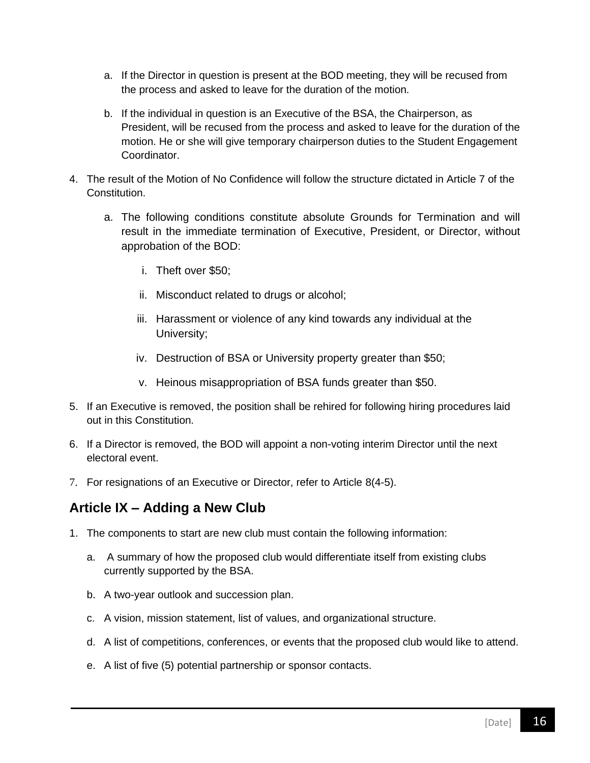a. If the Director in question is present at the BOD meeting, they will be recused from the process and asked to leave for the duration of the motion.

   b. If the individual in question is an Executive of the BSA, the Chairperson, as President, will be recused from the process and asked to leave for the duration of the motion. He or she will give temporary chairperson duties to the Student Engagement Coordinator.

4. The result of the Motion of No Confidence will follow the structure dictated in Article 7 of the Constitution.

   a. The following conditions constitute absolute Grounds for Termination and will result in the immediate termination of Executive, President, or Director, without approbation of the BOD:

      i. Theft over $50;

      ii. Misconduct related to drugs or alcohol;

      iii. Harassment or violence of any kind towards any individual at the University;

      iv. Destruction of BSA or University property greater than $50;

      v. Heinous misappropriation of BSA funds greater than $50.

5. If an Executive is removed, the position shall be rehired for following hiring procedures laid out in this Constitution.

6. If a Director is removed, the BOD will appoint a non-voting interim Director until the next electoral event.

7. For resignations of an Executive or Director, refer to Article 8(4-5).

## Article IX – Adding a New Club

1. The components to start are new club must contain the following information:

   a. A summary of how the proposed club would differentiate itself from existing clubs currently supported by the BSA.

   b. A two-year outlook and succession plan.

   c. A vision, mission statement, list of values, and organizational structure.

   d. A list of competitions, conferences, or events that the proposed club would like to attend.

   e. A list of five (5) potential partnership or sponsor contacts.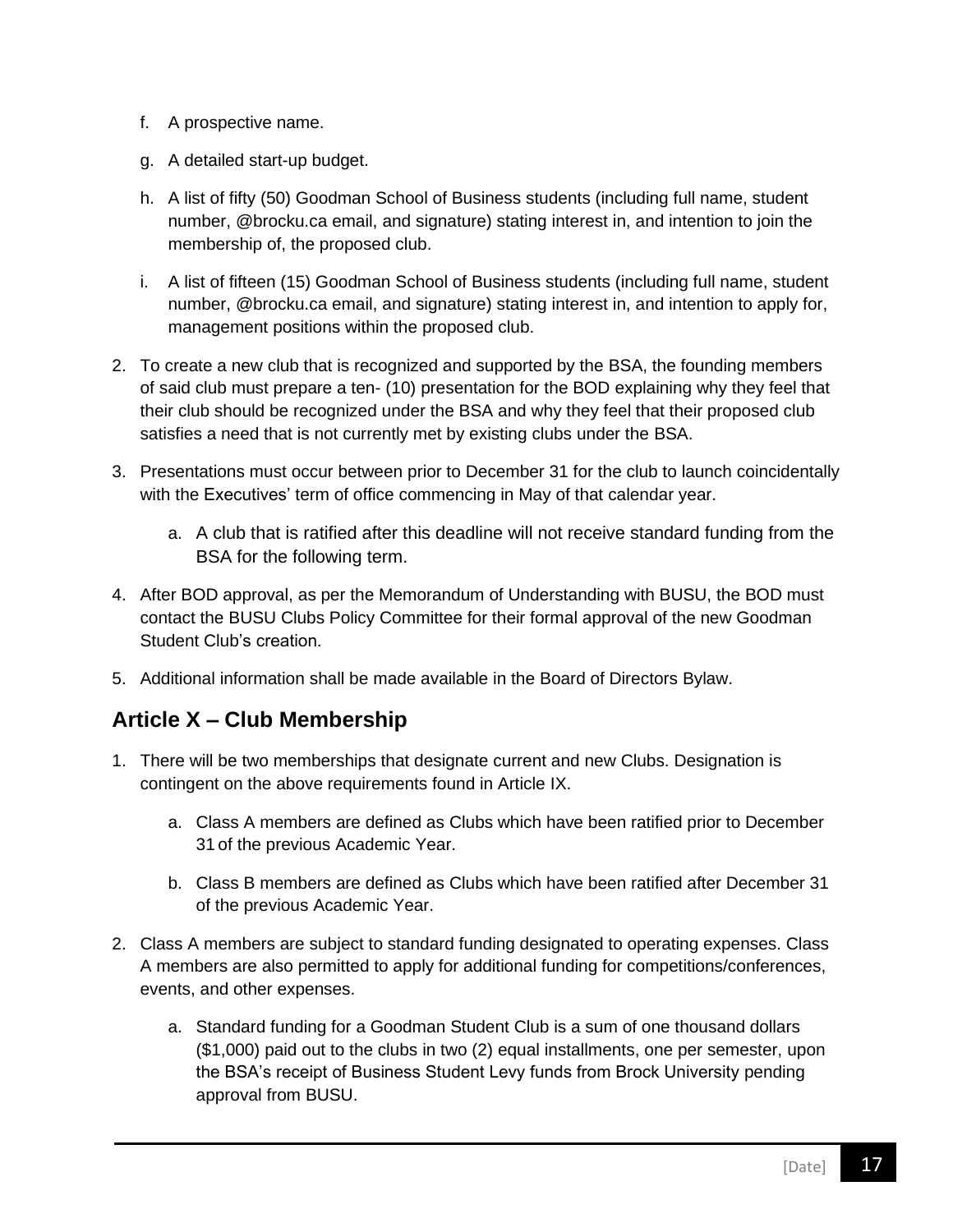f. A prospective name.

g. A detailed start-up budget.

h. A list of fifty (50) Goodman School of Business students (including full name, student number, @brocku.ca email, and signature) stating interest in, and intention to join the membership of, the proposed club.

i. A list of fifteen (15) Goodman School of Business students (including full name, student number, @brocku.ca email, and signature) stating interest in, and intention to apply for, management positions within the proposed club.

2. To create a new club that is recognized and supported by the BSA, the founding members of said club must prepare a ten- (10) presentation for the BOD explaining why they feel that their club should be recognized under the BSA and why they feel that their proposed club satisfies a need that is not currently met by existing clubs under the BSA.

3. Presentations must occur between prior to December 31 for the club to launch coincidentally with the Executives' term of office commencing in May of that calendar year.

   a. A club that is ratified after this deadline will not receive standard funding from the BSA for the following term.

4. After BOD approval, as per the Memorandum of Understanding with BUSU, the BOD must contact the BUSU Clubs Policy Committee for their formal approval of the new Goodman Student Club's creation.

5. Additional information shall be made available in the Board of Directors Bylaw.

## Article X – Club Membership

1. There will be two memberships that designate current and new Clubs. Designation is contingent on the above requirements found in Article IX.

   a. Class A members are defined as Clubs which have been ratified prior to December 31 of the previous Academic Year.

   b. Class B members are defined as Clubs which have been ratified after December 31 of the previous Academic Year.

2. Class A members are subject to standard funding designated to operating expenses. Class A members are also permitted to apply for additional funding for competitions/conferences, events, and other expenses.

   a. Standard funding for a Goodman Student Club is a sum of one thousand dollars ($1,000) paid out to the clubs in two (2) equal installments, one per semester, upon the BSA's receipt of Business Student Levy funds from Brock University pending approval from BUSU.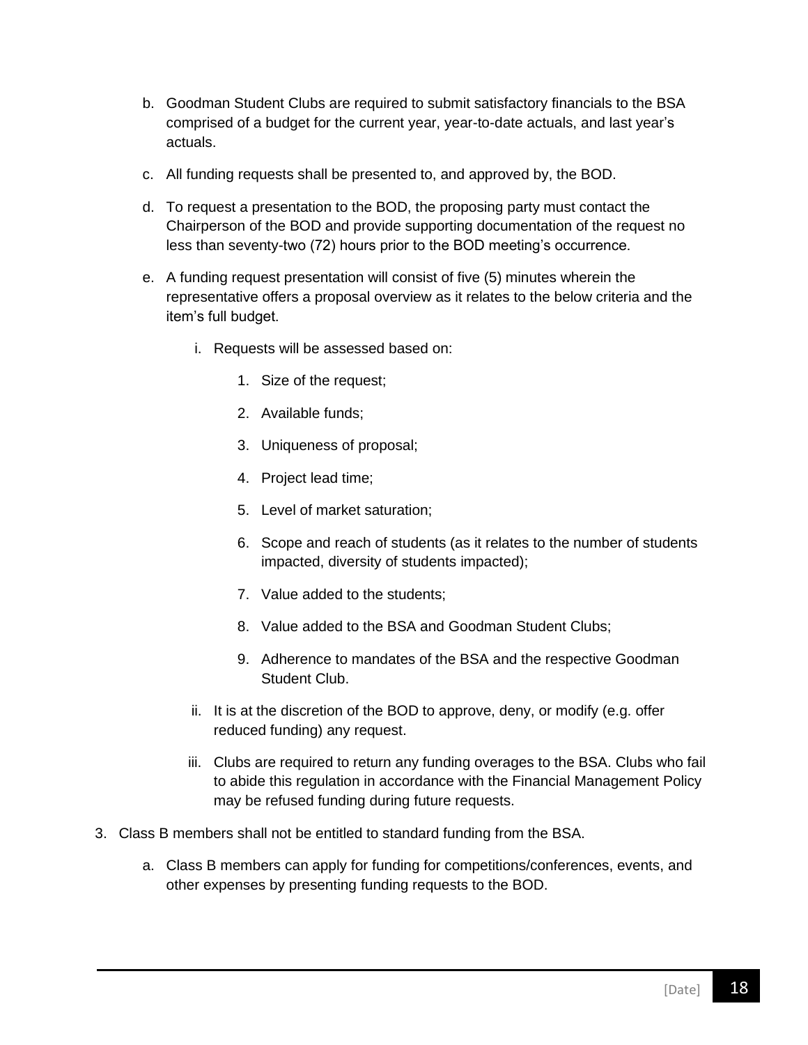b. Goodman Student Clubs are required to submit satisfactory financials to the BSA comprised of a budget for the current year, year-to-date actuals, and last year's actuals.

c. All funding requests shall be presented to, and approved by, the BOD.

d. To request a presentation to the BOD, the proposing party must contact the Chairperson of the BOD and provide supporting documentation of the request no less than seventy-two (72) hours prior to the BOD meeting's occurrence.

e. A funding request presentation will consist of five (5) minutes wherein the representative offers a proposal overview as it relates to the below criteria and the item's full budget.

    i. Requests will be assessed based on:

        1. Size of the request;

        2. Available funds;

        3. Uniqueness of proposal;

        4. Project lead time;

        5. Level of market saturation;

        6. Scope and reach of students (as it relates to the number of students impacted, diversity of students impacted);

        7. Value added to the students;

        8. Value added to the BSA and Goodman Student Clubs;

        9. Adherence to mandates of the BSA and the respective Goodman Student Club.

    ii. It is at the discretion of the BOD to approve, deny, or modify (e.g. offer reduced funding) any request.

    iii. Clubs are required to return any funding overages to the BSA. Clubs who fail to abide this regulation in accordance with the Financial Management Policy may be refused funding during future requests.

3. Class B members shall not be entitled to standard funding from the BSA.

    a. Class B members can apply for funding for competitions/conferences, events, and other expenses by presenting funding requests to the BOD.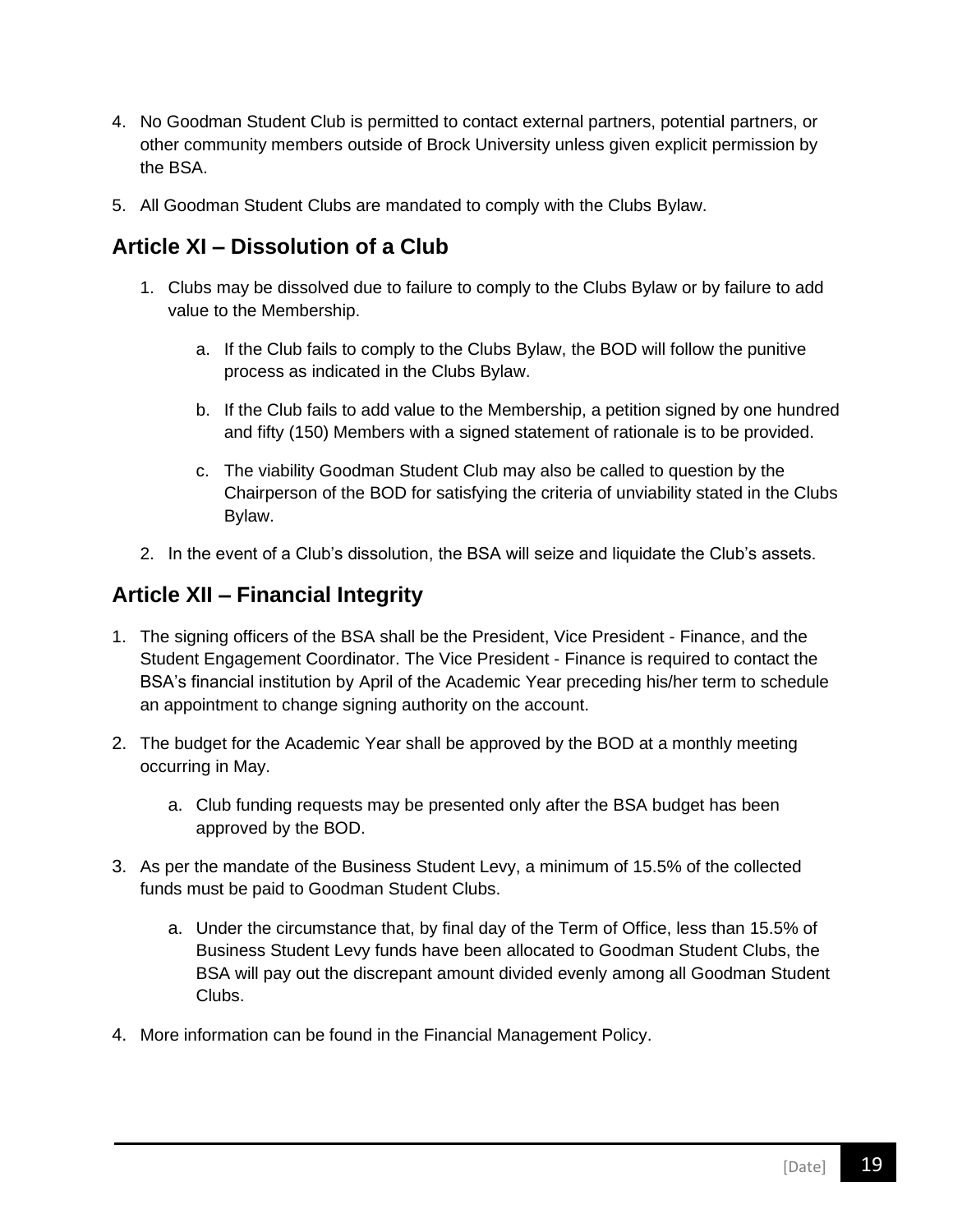4. No Goodman Student Club is permitted to contact external partners, potential partners, or other community members outside of Brock University unless given explicit permission by the BSA.

5. All Goodman Student Clubs are mandated to comply with the Clubs Bylaw.

## Article XI – Dissolution of a Club

1. Clubs may be dissolved due to failure to comply to the Clubs Bylaw or by failure to add value to the Membership.

   a. If the Club fails to comply to the Clubs Bylaw, the BOD will follow the punitive process as indicated in the Clubs Bylaw.

   b. If the Club fails to add value to the Membership, a petition signed by one hundred and fifty (150) Members with a signed statement of rationale is to be provided.

   c. The viability Goodman Student Club may also be called to question by the Chairperson of the BOD for satisfying the criteria of unviability stated in the Clubs Bylaw.

2. In the event of a Club's dissolution, the BSA will seize and liquidate the Club's assets.

## Article XII – Financial Integrity

1. The signing officers of the BSA shall be the President, Vice President - Finance, and the Student Engagement Coordinator. The Vice President - Finance is required to contact the BSA's financial institution by April of the Academic Year preceding his/her term to schedule an appointment to change signing authority on the account.

2. The budget for the Academic Year shall be approved by the BOD at a monthly meeting occurring in May.

   a. Club funding requests may be presented only after the BSA budget has been approved by the BOD.

3. As per the mandate of the Business Student Levy, a minimum of 15.5% of the collected funds must be paid to Goodman Student Clubs.

   a. Under the circumstance that, by final day of the Term of Office, less than 15.5% of Business Student Levy funds have been allocated to Goodman Student Clubs, the BSA will pay out the discrepant amount divided evenly among all Goodman Student Clubs.

4. More information can be found in the Financial Management Policy.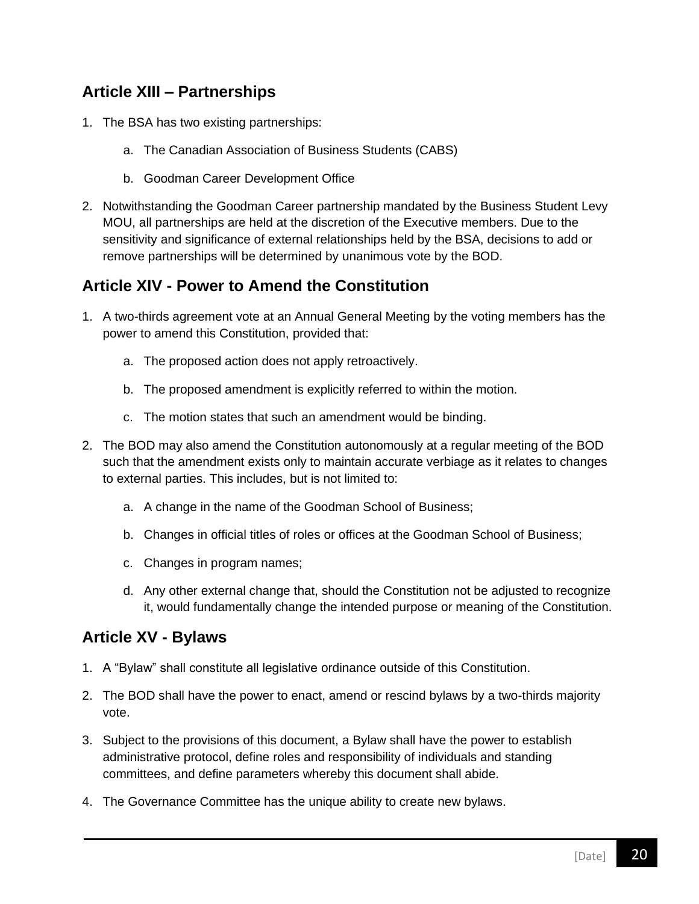## Article XIII – Partnerships

1. The BSA has two existing partnerships:
    a. The Canadian Association of Business Students (CABS)
    b. Goodman Career Development Office
2. Notwithstanding the Goodman Career partnership mandated by the Business Student Levy MOU, all partnerships are held at the discretion of the Executive members. Due to the sensitivity and significance of external relationships held by the BSA, decisions to add or remove partnerships will be determined by unanimous vote by the BOD.

## Article XIV - Power to Amend the Constitution

1. A two-thirds agreement vote at an Annual General Meeting by the voting members has the power to amend this Constitution, provided that:
    a. The proposed action does not apply retroactively.
    b. The proposed amendment is explicitly referred to within the motion.
    c. The motion states that such an amendment would be binding.
2. The BOD may also amend the Constitution autonomously at a regular meeting of the BOD such that the amendment exists only to maintain accurate verbiage as it relates to changes to external parties. This includes, but is not limited to:
    a. A change in the name of the Goodman School of Business;
    b. Changes in official titles of roles or offices at the Goodman School of Business;
    c. Changes in program names;
    d. Any other external change that, should the Constitution not be adjusted to recognize it, would fundamentally change the intended purpose or meaning of the Constitution.

## Article XV - Bylaws

1. A "Bylaw" shall constitute all legislative ordinance outside of this Constitution.
2. The BOD shall have the power to enact, amend or rescind bylaws by a two-thirds majority vote.
3. Subject to the provisions of this document, a Bylaw shall have the power to establish administrative protocol, define roles and responsibility of individuals and standing committees, and define parameters whereby this document shall abide.
4. The Governance Committee has the unique ability to create new bylaws.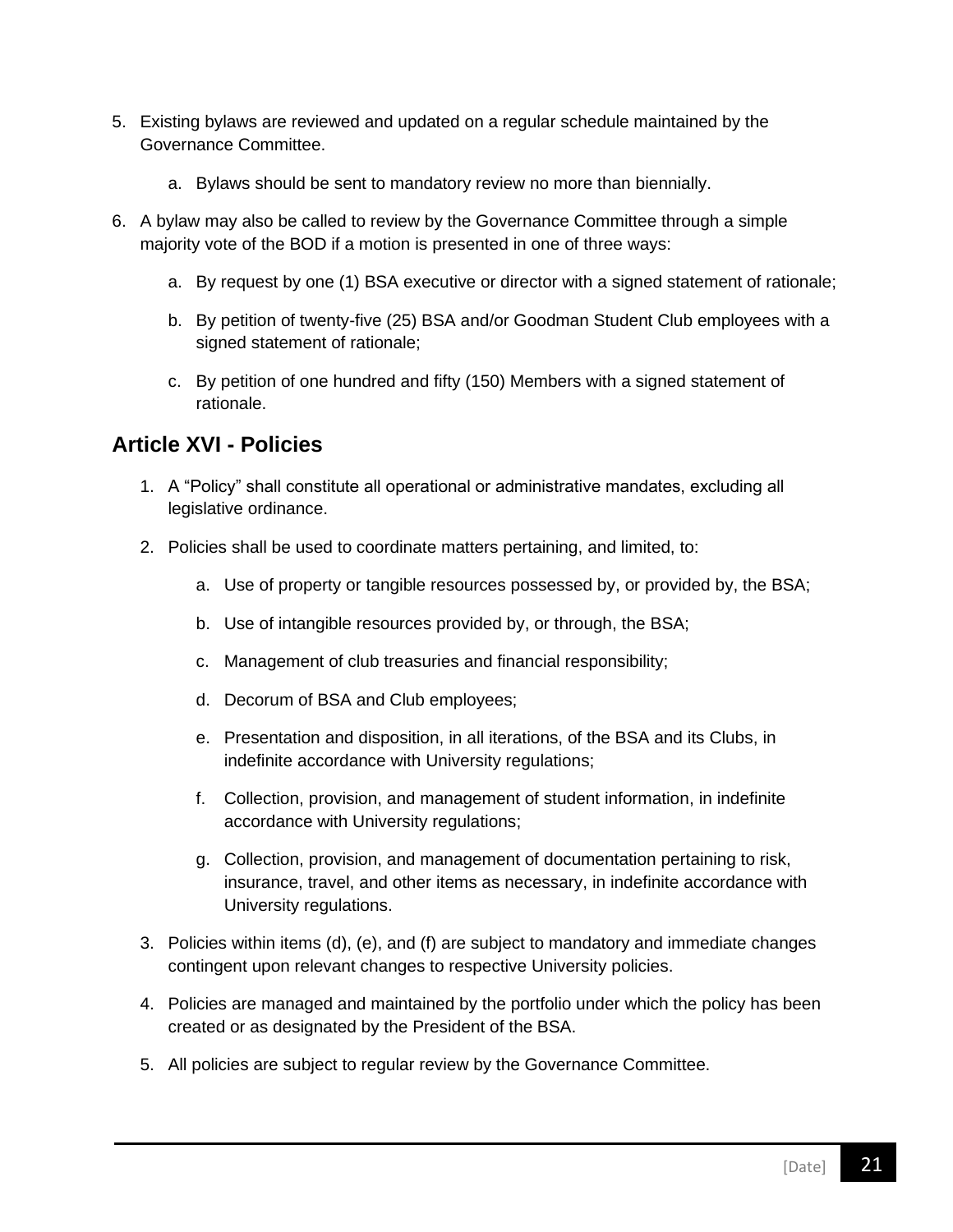5. Existing bylaws are reviewed and updated on a regular schedule maintained by the Governance Committee.
    a. Bylaws should be sent to mandatory review no more than biennially.
6. A bylaw may also be called to review by the Governance Committee through a simple majority vote of the BOD if a motion is presented in one of three ways:
    a. By request by one (1) BSA executive or director with a signed statement of rationale;
    b. By petition of twenty-five (25) BSA and/or Goodman Student Club employees with a signed statement of rationale;
    c. By petition of one hundred and fifty (150) Members with a signed statement of rationale.

## Article XVI - Policies

1. A “Policy” shall constitute all operational or administrative mandates, excluding all legislative ordinance.
2. Policies shall be used to coordinate matters pertaining, and limited, to:
    a. Use of property or tangible resources possessed by, or provided by, the BSA;
    b. Use of intangible resources provided by, or through, the BSA;
    c. Management of club treasuries and financial responsibility;
    d. Decorum of BSA and Club employees;
    e. Presentation and disposition, in all iterations, of the BSA and its Clubs, in indefinite accordance with University regulations;
    f. Collection, provision, and management of student information, in indefinite accordance with University regulations;
    g. Collection, provision, and management of documentation pertaining to risk, insurance, travel, and other items as necessary, in indefinite accordance with University regulations.
3. Policies within items (d), (e), and (f) are subject to mandatory and immediate changes contingent upon relevant changes to respective University policies.
4. Policies are managed and maintained by the portfolio under which the policy has been created or as designated by the President of the BSA.
5. All policies are subject to regular review by the Governance Committee.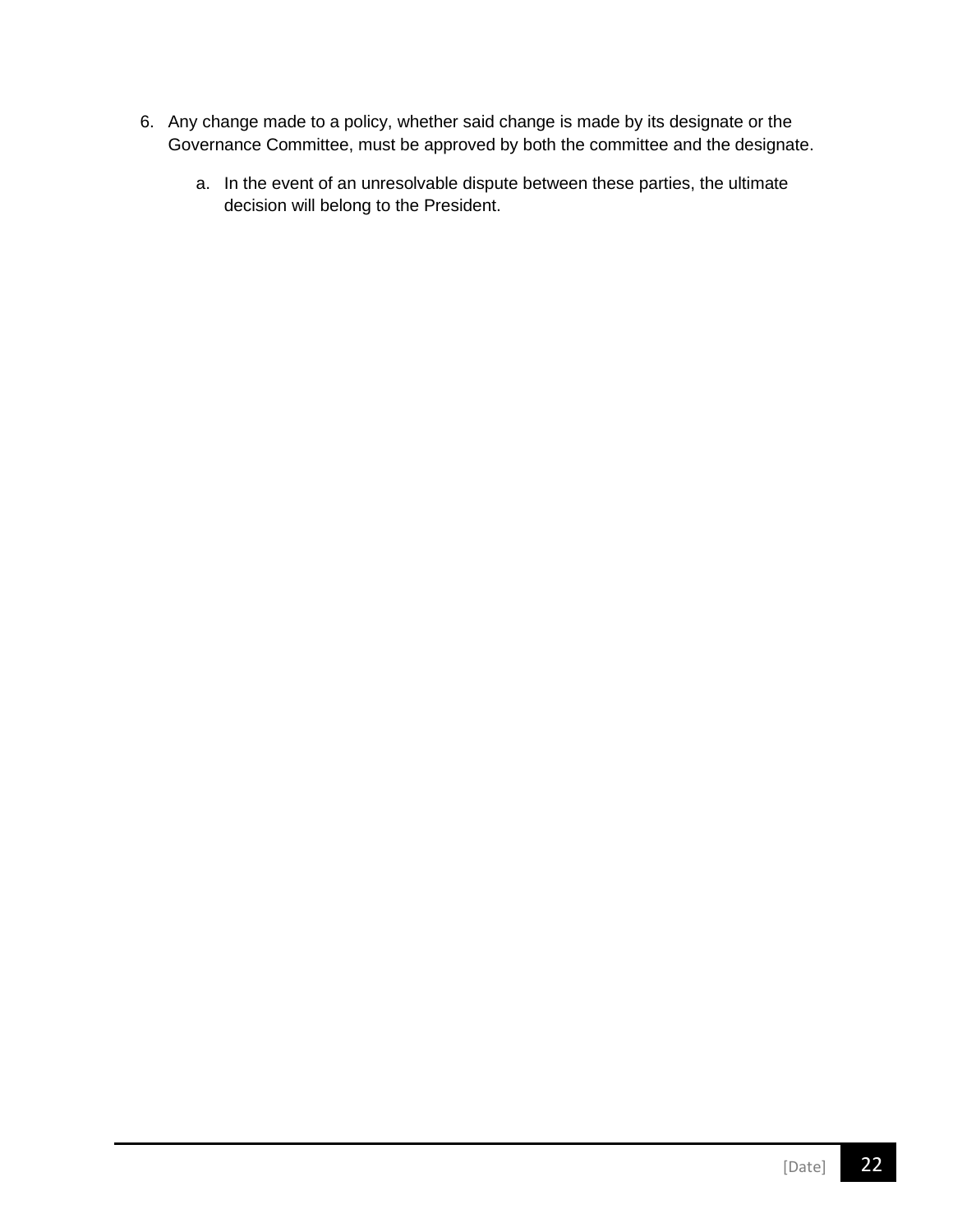6. Any change made to a policy, whether said change is made by its designate or the Governance Committee, must be approved by both the committee and the designate.

    a. In the event of an unresolvable dispute between these parties, the ultimate decision will belong to the President.